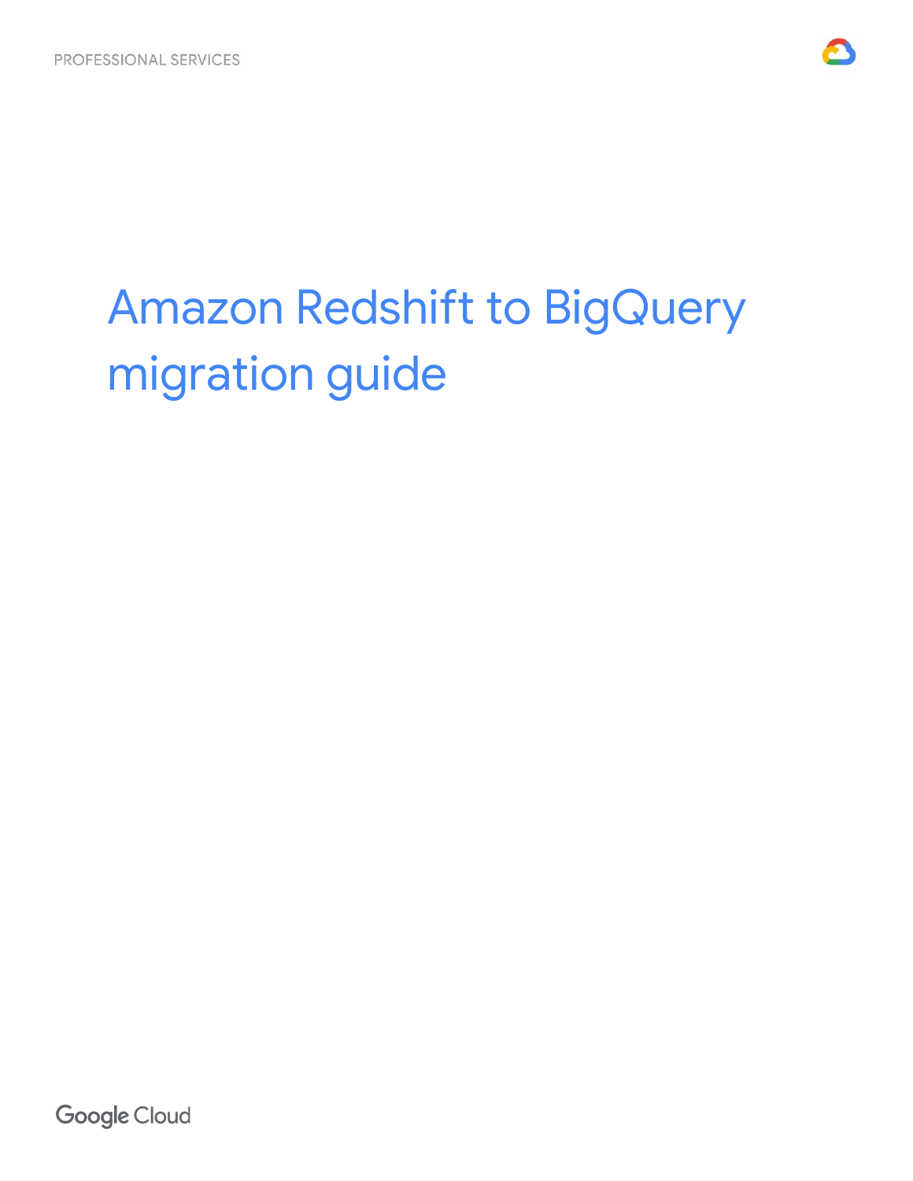PROFESSIONAL SERVICES

# Amazon Redshift to BigQuery migration guide

Google Cloud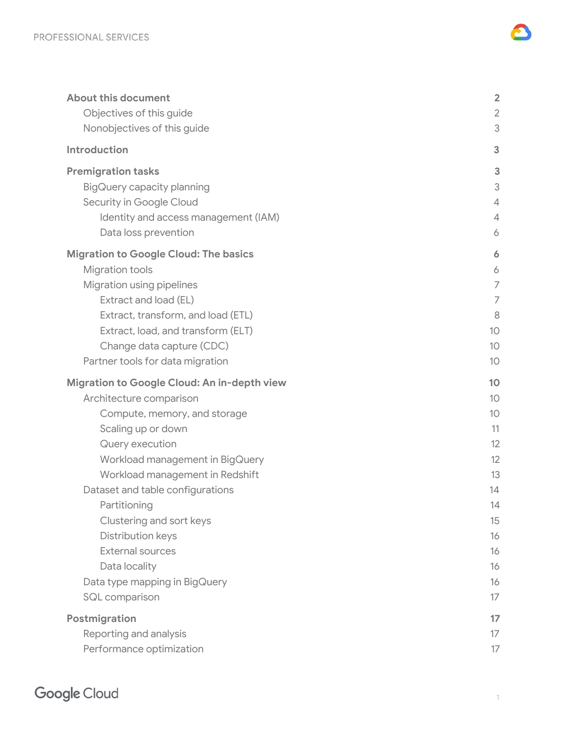| | |
|---|---|
| **About this document** | **2** |
| Objectives of this guide | 2 |
| Nonobjectives of this guide | 3 |
| **Introduction** | **3** |
| **Premigration tasks** | **3** |
| BigQuery capacity planning | 3 |
| Security in Google Cloud | 4 |
| Identity and access management (IAM) | 4 |
| Data loss prevention | 6 |
| **Migration to Google Cloud: The basics** | **6** |
| Migration tools | 6 |
| Migration using pipelines | 7 |
| Extract and load (EL) | 7 |
| Extract, transform, and load (ETL) | 8 |
| Extract, load, and transform (ELT) | 10 |
| Change data capture (CDC) | 10 |
| Partner tools for data migration | 10 |
| **Migration to Google Cloud: An in-depth view** | **10** |
| Architecture comparison | 10 |
| Compute, memory, and storage | 10 |
| Scaling up or down | 11 |
| Query execution | 12 |
| Workload management in BigQuery | 12 |
| Workload management in Redshift | 13 |
| Dataset and table configurations | 14 |
| Partitioning | 14 |
| Clustering and sort keys | 15 |
| Distribution keys | 16 |
| External sources | 16 |
| Data locality | 16 |
| Data type mapping in BigQuery | 16 |
| SQL comparison | 17 |
| **Postmigration** | **17** |
| Reporting and analysis | 17 |
| Performance optimization | 17 |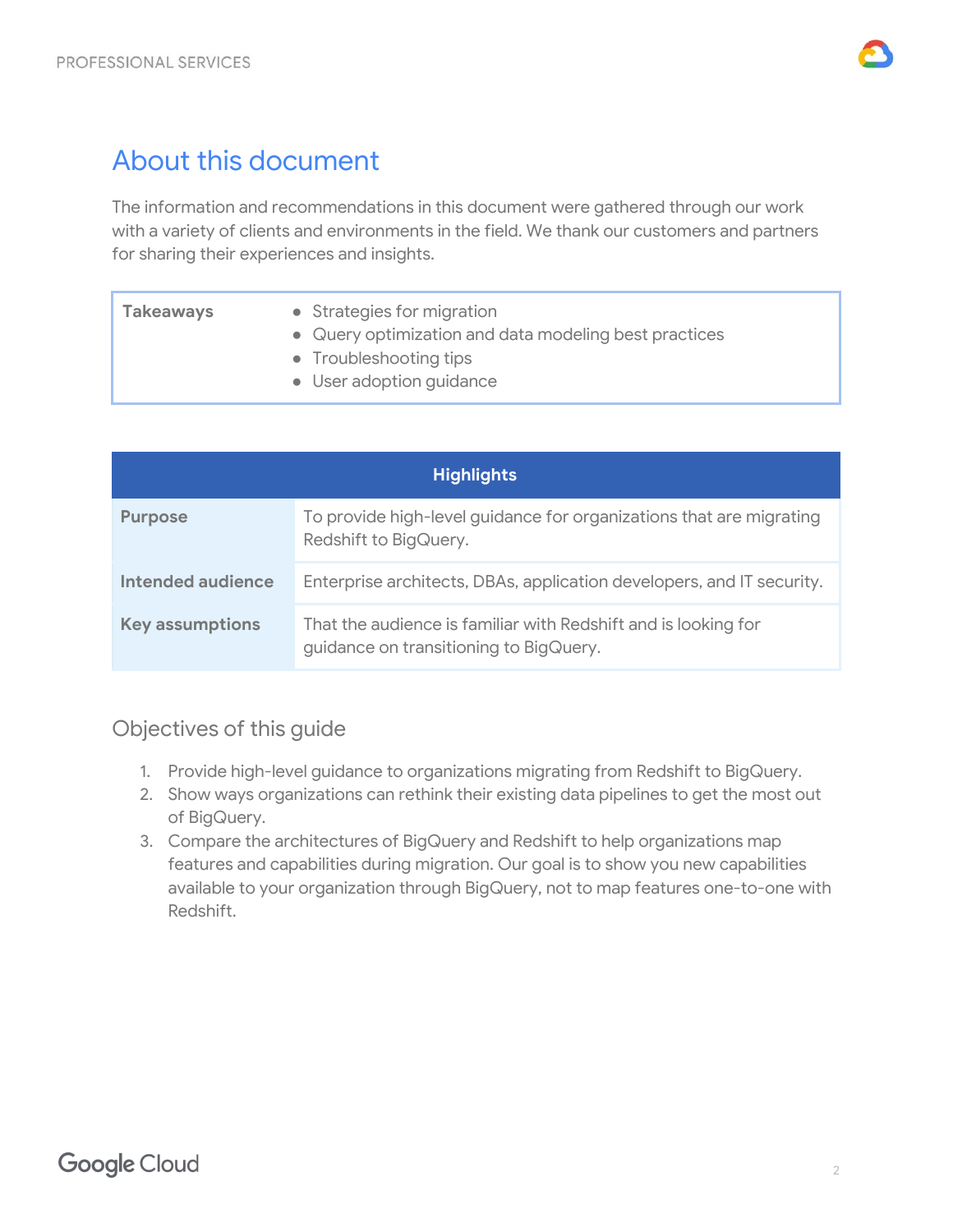# About this document

The information and recommendations in this document were gathered through our work with a variety of clients and environments in the field. We thank our customers and partners for sharing their experiences and insights.

| | |
|---|---|
| **Takeaways** | • Strategies for migration<br>• Query optimization and data modeling best practices<br>• Troubleshooting tips<br>• User adoption guidance |

| Highlights | |
|---|---|
| **Purpose** | To provide high-level guidance for organizations that are migrating Redshift to BigQuery. |
| **Intended audience** | Enterprise architects, DBAs, application developers, and IT security. |
| **Key assumptions** | That the audience is familiar with Redshift and is looking for guidance on transitioning to BigQuery. |

## Objectives of this guide

1. Provide high-level guidance to organizations migrating from Redshift to BigQuery.
2. Show ways organizations can rethink their existing data pipelines to get the most out of BigQuery.
3. Compare the architectures of BigQuery and Redshift to help organizations map features and capabilities during migration. Our goal is to show you new capabilities available to your organization through BigQuery, not to map features one-to-one with Redshift.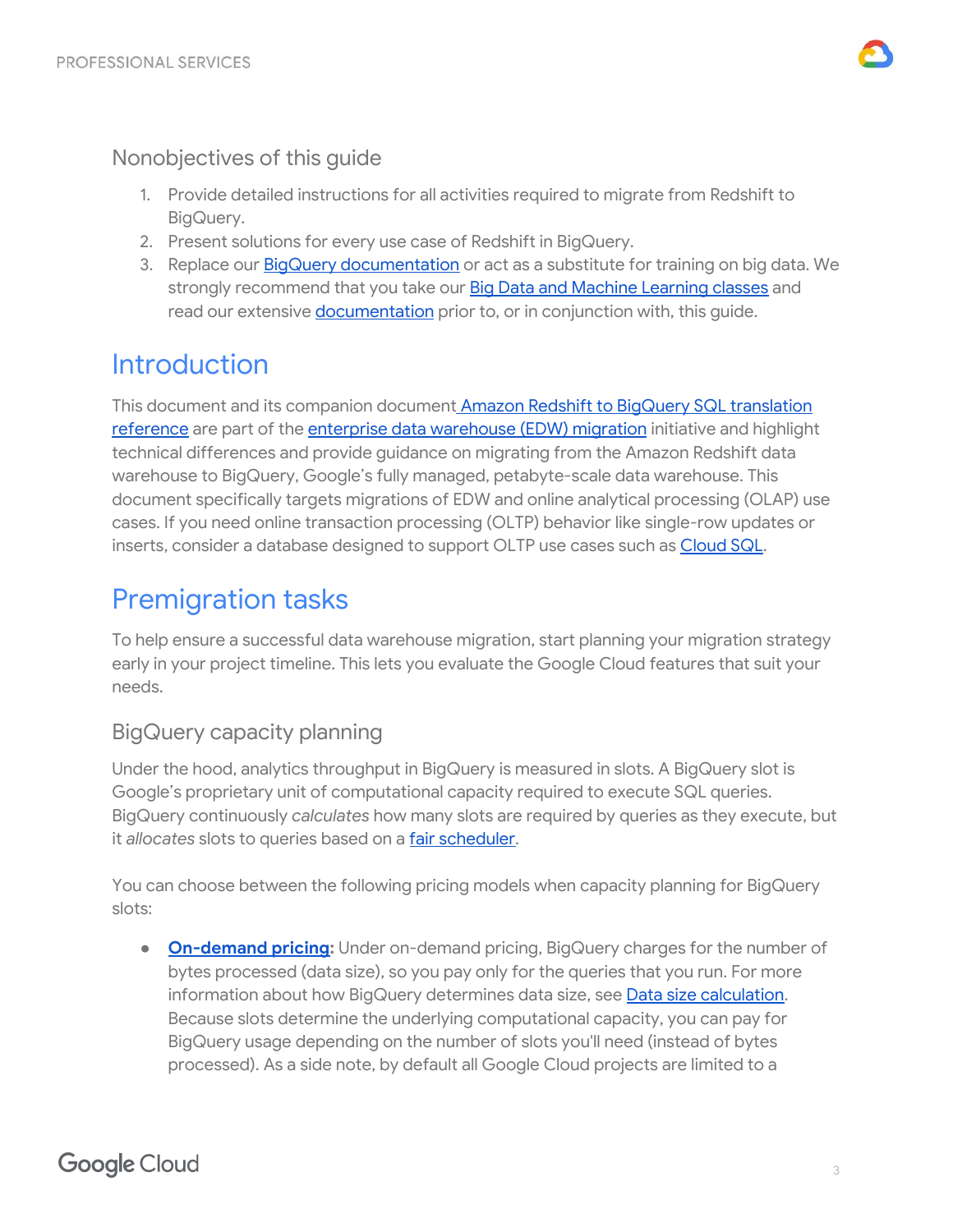### Nonobjectives of this guide

1. Provide detailed instructions for all activities required to migrate from Redshift to BigQuery.
2. Present solutions for every use case of Redshift in BigQuery.
3. Replace our BigQuery documentation or act as a substitute for training on big data. We strongly recommend that you take our Big Data and Machine Learning classes and read our extensive documentation prior to, or in conjunction with, this guide.

## Introduction

This document and its companion document Amazon Redshift to BigQuery SQL translation reference are part of the enterprise data warehouse (EDW) migration initiative and highlight technical differences and provide guidance on migrating from the Amazon Redshift data warehouse to BigQuery, Google's fully managed, petabyte-scale data warehouse. This document specifically targets migrations of EDW and online analytical processing (OLAP) use cases. If you need online transaction processing (OLTP) behavior like single-row updates or inserts, consider a database designed to support OLTP use cases such as Cloud SQL.

## Premigration tasks

To help ensure a successful data warehouse migration, start planning your migration strategy early in your project timeline. This lets you evaluate the Google Cloud features that suit your needs.

### BigQuery capacity planning

Under the hood, analytics throughput in BigQuery is measured in slots. A BigQuery slot is Google's proprietary unit of computational capacity required to execute SQL queries. BigQuery continuously *calculates* how many slots are required by queries as they execute, but it *allocates* slots to queries based on a fair scheduler.

You can choose between the following pricing models when capacity planning for BigQuery slots:

- **On-demand pricing:** Under on-demand pricing, BigQuery charges for the number of bytes processed (data size), so you pay only for the queries that you run. For more information about how BigQuery determines data size, see Data size calculation. Because slots determine the underlying computational capacity, you can pay for BigQuery usage depending on the number of slots you'll need (instead of bytes processed). As a side note, by default all Google Cloud projects are limited to a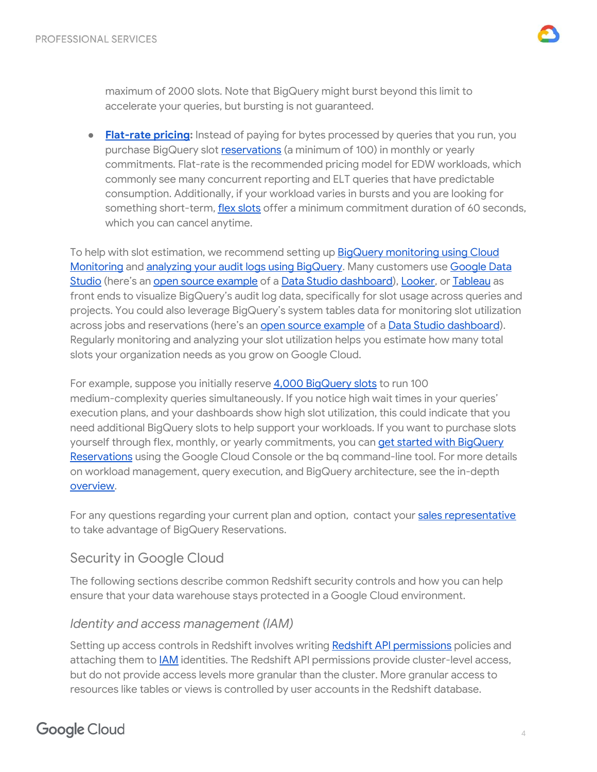maximum of 2000 slots. Note that BigQuery might burst beyond this limit to accelerate your queries, but bursting is not guaranteed.

- **Flat-rate pricing:** Instead of paying for bytes processed by queries that you run, you purchase BigQuery slot reservations (a minimum of 100) in monthly or yearly commitments. Flat-rate is the recommended pricing model for EDW workloads, which commonly see many concurrent reporting and ELT queries that have predictable consumption. Additionally, if your workload varies in bursts and you are looking for something short-term, flex slots offer a minimum commitment duration of 60 seconds, which you can cancel anytime.

To help with slot estimation, we recommend setting up BigQuery monitoring using Cloud Monitoring and analyzing your audit logs using BigQuery. Many customers use Google Data Studio (here's an open source example of a Data Studio dashboard), Looker, or Tableau as front ends to visualize BigQuery's audit log data, specifically for slot usage across queries and projects. You could also leverage BigQuery's system tables data for monitoring slot utilization across jobs and reservations (here's an open source example of a Data Studio dashboard). Regularly monitoring and analyzing your slot utilization helps you estimate how many total slots your organization needs as you grow on Google Cloud.

For example, suppose you initially reserve 4,000 BigQuery slots to run 100 medium-complexity queries simultaneously. If you notice high wait times in your queries' execution plans, and your dashboards show high slot utilization, this could indicate that you need additional BigQuery slots to help support your workloads. If you want to purchase slots yourself through flex, monthly, or yearly commitments, you can get started with BigQuery Reservations using the Google Cloud Console or the bq command-line tool. For more details on workload management, query execution, and BigQuery architecture, see the in-depth overview.

For any questions regarding your current plan and option, contact your sales representative to take advantage of BigQuery Reservations.

## Security in Google Cloud

The following sections describe common Redshift security controls and how you can help ensure that your data warehouse stays protected in a Google Cloud environment.

### *Identity and access management (IAM)*

Setting up access controls in Redshift involves writing Redshift API permissions policies and attaching them to IAM identities. The Redshift API permissions provide cluster-level access, but do not provide access levels more granular than the cluster. More granular access to resources like tables or views is controlled by user accounts in the Redshift database.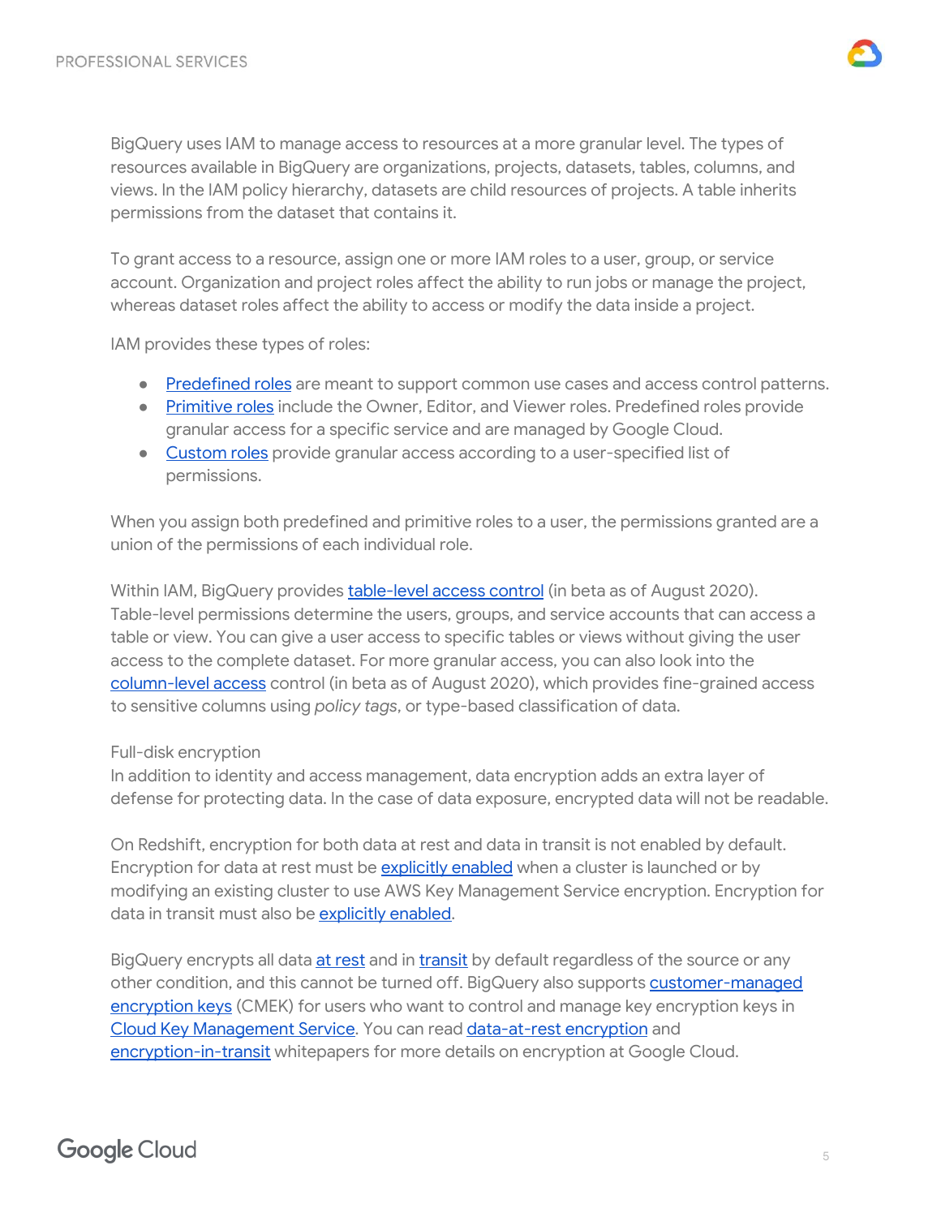BigQuery uses IAM to manage access to resources at a more granular level. The types of resources available in BigQuery are organizations, projects, datasets, tables, columns, and views. In the IAM policy hierarchy, datasets are child resources of projects. A table inherits permissions from the dataset that contains it.

To grant access to a resource, assign one or more IAM roles to a user, group, or service account. Organization and project roles affect the ability to run jobs or manage the project, whereas dataset roles affect the ability to access or modify the data inside a project.

IAM provides these types of roles:

- Predefined roles are meant to support common use cases and access control patterns.
- Primitive roles include the Owner, Editor, and Viewer roles. Predefined roles provide granular access for a specific service and are managed by Google Cloud.
- Custom roles provide granular access according to a user-specified list of permissions.

When you assign both predefined and primitive roles to a user, the permissions granted are a union of the permissions of each individual role.

Within IAM, BigQuery provides table-level access control (in beta as of August 2020). Table-level permissions determine the users, groups, and service accounts that can access a table or view. You can give a user access to specific tables or views without giving the user access to the complete dataset. For more granular access, you can also look into the column-level access control (in beta as of August 2020), which provides fine-grained access to sensitive columns using *policy tags*, or type-based classification of data.

### Full-disk encryption

In addition to identity and access management, data encryption adds an extra layer of defense for protecting data. In the case of data exposure, encrypted data will not be readable.

On Redshift, encryption for both data at rest and data in transit is not enabled by default. Encryption for data at rest must be explicitly enabled when a cluster is launched or by modifying an existing cluster to use AWS Key Management Service encryption. Encryption for data in transit must also be explicitly enabled.

BigQuery encrypts all data at rest and in transit by default regardless of the source or any other condition, and this cannot be turned off. BigQuery also supports customer-managed encryption keys (CMEK) for users who want to control and manage key encryption keys in Cloud Key Management Service. You can read data-at-rest encryption and encryption-in-transit whitepapers for more details on encryption at Google Cloud.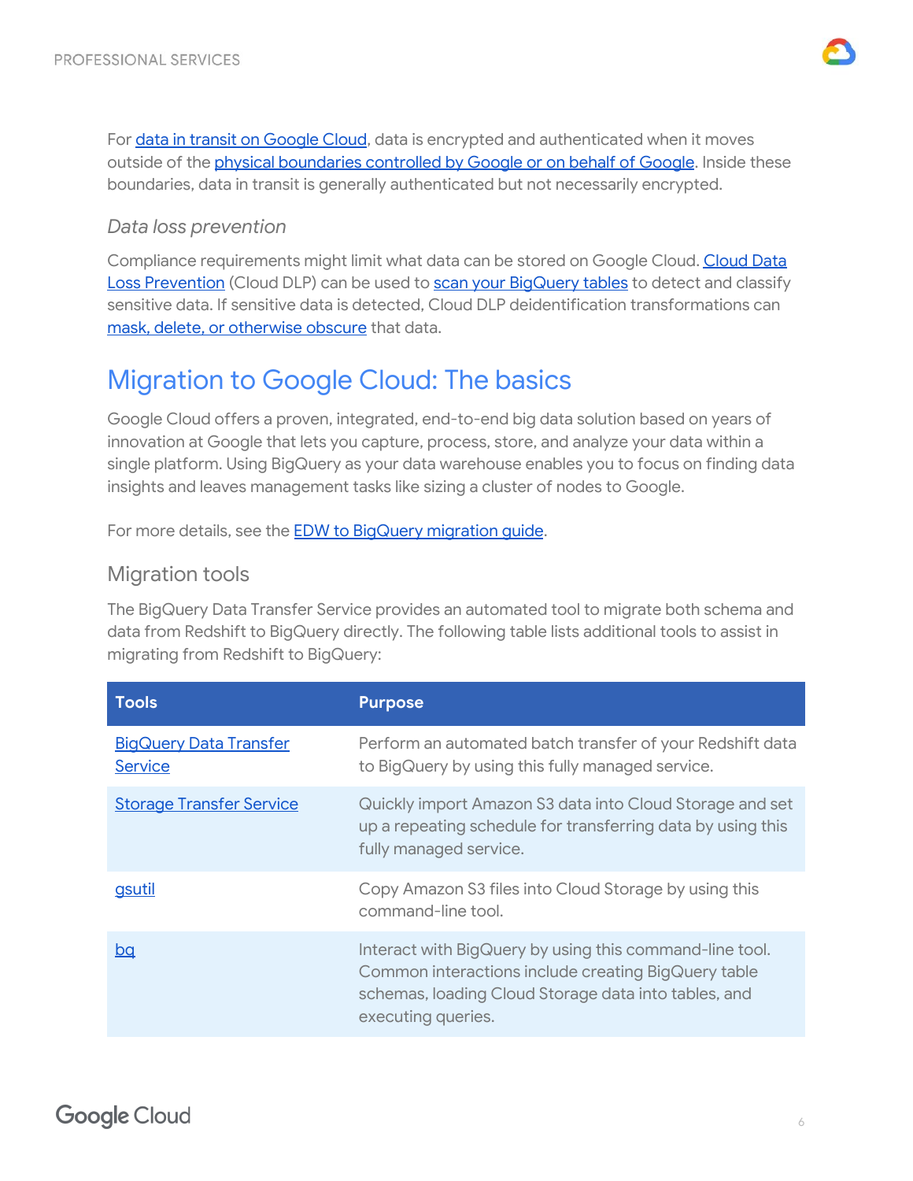For data in transit on Google Cloud, data is encrypted and authenticated when it moves outside of the physical boundaries controlled by Google or on behalf of Google. Inside these boundaries, data in transit is generally authenticated but not necessarily encrypted.

### *Data loss prevention*

Compliance requirements might limit what data can be stored on Google Cloud. Cloud Data Loss Prevention (Cloud DLP) can be used to scan your BigQuery tables to detect and classify sensitive data. If sensitive data is detected, Cloud DLP deidentification transformations can mask, delete, or otherwise obscure that data.

# Migration to Google Cloud: The basics

Google Cloud offers a proven, integrated, end-to-end big data solution based on years of innovation at Google that lets you capture, process, store, and analyze your data within a single platform. Using BigQuery as your data warehouse enables you to focus on finding data insights and leaves management tasks like sizing a cluster of nodes to Google.

For more details, see the EDW to BigQuery migration guide.

## Migration tools

The BigQuery Data Transfer Service provides an automated tool to migrate both schema and data from Redshift to BigQuery directly. The following table lists additional tools to assist in migrating from Redshift to BigQuery:

| Tools | Purpose |
| --- | --- |
| BigQuery Data Transfer Service | Perform an automated batch transfer of your Redshift data to BigQuery by using this fully managed service. |
| Storage Transfer Service | Quickly import Amazon S3 data into Cloud Storage and set up a repeating schedule for transferring data by using this fully managed service. |
| gsutil | Copy Amazon S3 files into Cloud Storage by using this command-line tool. |
| bq | Interact with BigQuery by using this command-line tool. Common interactions include creating BigQuery table schemas, loading Cloud Storage data into tables, and executing queries. |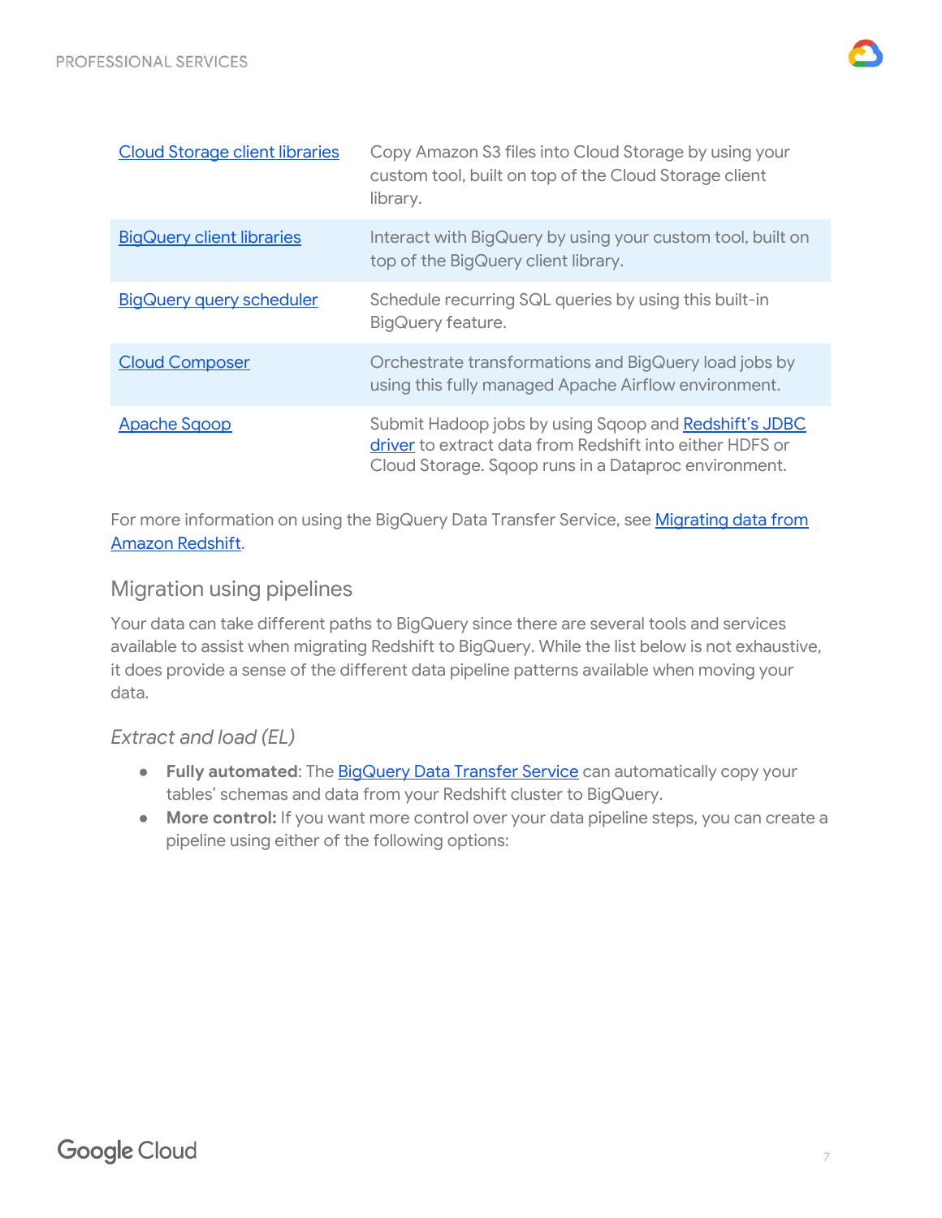| | |
|---|---|
| Cloud Storage client libraries | Copy Amazon S3 files into Cloud Storage by using your custom tool, built on top of the Cloud Storage client library. |
| BigQuery client libraries | Interact with BigQuery by using your custom tool, built on top of the BigQuery client library. |
| BigQuery query scheduler | Schedule recurring SQL queries by using this built-in BigQuery feature. |
| Cloud Composer | Orchestrate transformations and BigQuery load jobs by using this fully managed Apache Airflow environment. |
| Apache Sqoop | Submit Hadoop jobs by using Sqoop and Redshift's JDBC driver to extract data from Redshift into either HDFS or Cloud Storage. Sqoop runs in a Dataproc environment. |

For more information on using the BigQuery Data Transfer Service, see Migrating data from Amazon Redshift.

## Migration using pipelines

Your data can take different paths to BigQuery since there are several tools and services available to assist when migrating Redshift to BigQuery. While the list below is not exhaustive, it does provide a sense of the different data pipeline patterns available when moving your data.

### *Extract and load (EL)*

- **Fully automated**: The BigQuery Data Transfer Service can automatically copy your tables' schemas and data from your Redshift cluster to BigQuery.
- **More control:** If you want more control over your data pipeline steps, you can create a pipeline using either of the following options: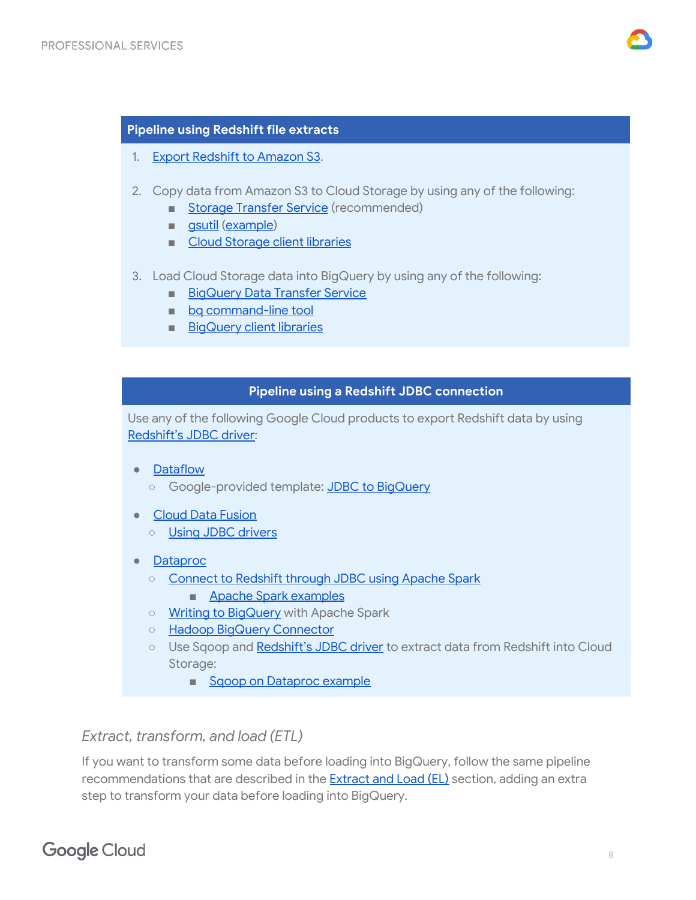| Pipeline using Redshift file extracts |
| --- |

1. Export Redshift to Amazon S3.

2. Copy data from Amazon S3 to Cloud Storage by using any of the following:
   - Storage Transfer Service (recommended)
   - gsutil (example)
   - Cloud Storage client libraries

3. Load Cloud Storage data into BigQuery by using any of the following:
   - BigQuery Data Transfer Service
   - bq command-line tool
   - BigQuery client libraries

| Pipeline using a Redshift JDBC connection |
| --- |

Use any of the following Google Cloud products to export Redshift data by using Redshift's JDBC driver:

- Dataflow
  - Google-provided template: JDBC to BigQuery
- Cloud Data Fusion
  - Using JDBC drivers
- Dataproc
  - Connect to Redshift through JDBC using Apache Spark
    - Apache Spark examples
  - Writing to BigQuery with Apache Spark
  - Hadoop BigQuery Connector
  - Use Sqoop and Redshift's JDBC driver to extract data from Redshift into Cloud Storage:
    - Sqoop on Dataproc example

### *Extract, transform, and load (ETL)*

If you want to transform some data before loading into BigQuery, follow the same pipeline recommendations that are described in the Extract and Load (EL) section, adding an extra step to transform your data before loading into BigQuery.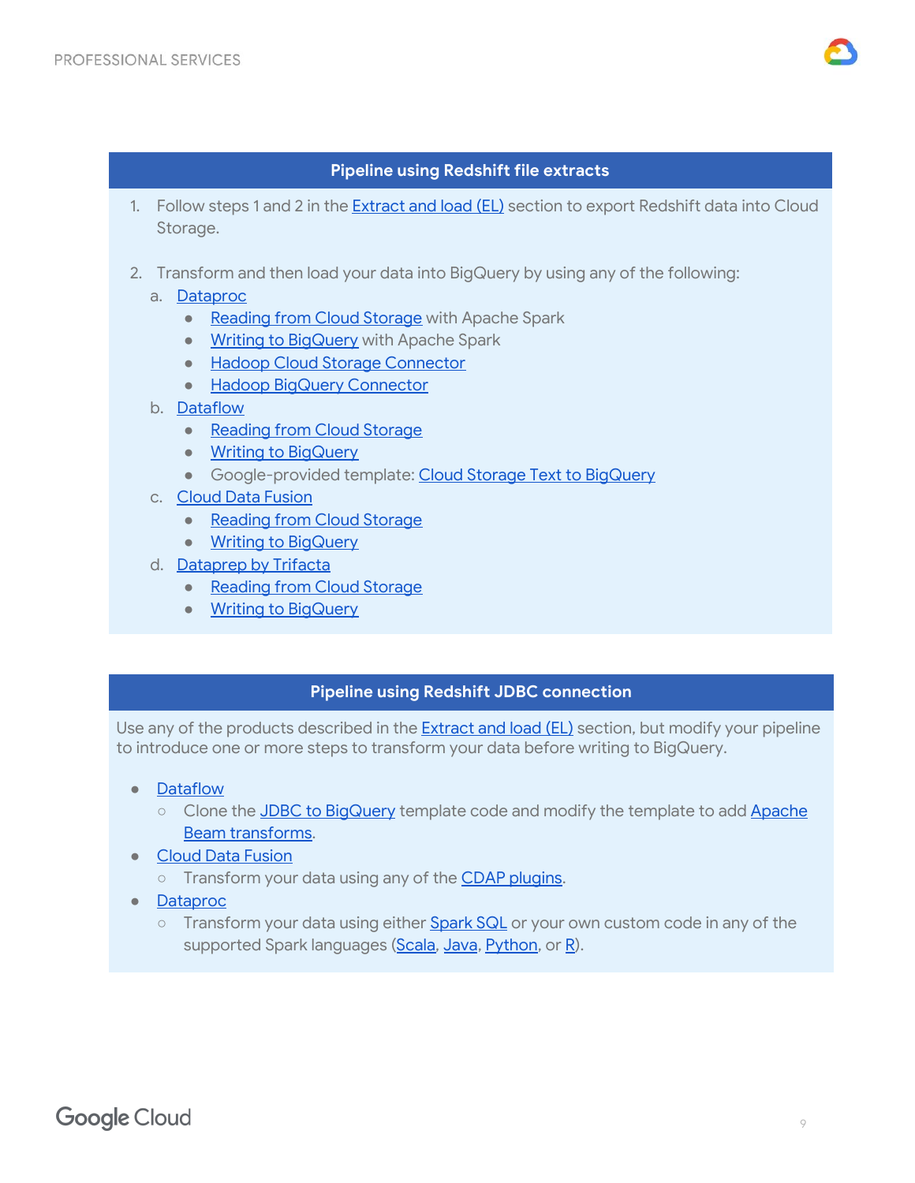**Pipeline using Redshift file extracts**

1. Follow steps 1 and 2 in the Extract and load (EL) section to export Redshift data into Cloud Storage.

2. Transform and then load your data into BigQuery by using any of the following:
   a. Dataproc
      - Reading from Cloud Storage with Apache Spark
      - Writing to BigQuery with Apache Spark
      - Hadoop Cloud Storage Connector
      - Hadoop BigQuery Connector
   
   b. Dataflow
      - Reading from Cloud Storage
      - Writing to BigQuery
      - Google-provided template: Cloud Storage Text to BigQuery
   
   c. Cloud Data Fusion
      - Reading from Cloud Storage
      - Writing to BigQuery
   
   d. Dataprep by Trifacta
      - Reading from Cloud Storage
      - Writing to BigQuery

**Pipeline using Redshift JDBC connection**

Use any of the products described in the Extract and load (EL) section, but modify your pipeline to introduce one or more steps to transform your data before writing to BigQuery.

- Dataflow
  - Clone the JDBC to BigQuery template code and modify the template to add Apache Beam transforms.
- Cloud Data Fusion
  - Transform your data using any of the CDAP plugins.
- Dataproc
  - Transform your data using either Spark SQL or your own custom code in any of the supported Spark languages (Scala, Java, Python, or R).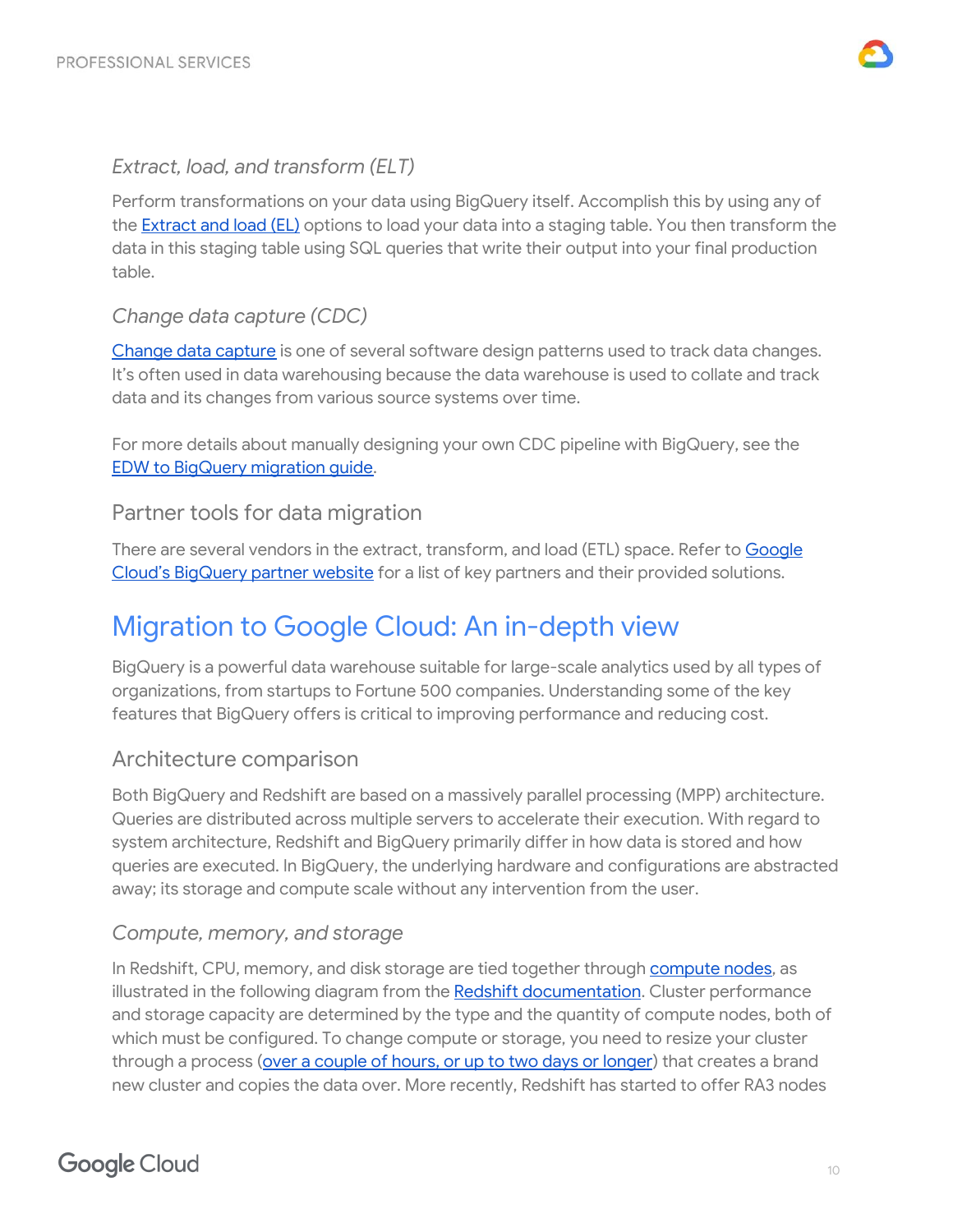### *Extract, load, and transform (ELT)*

Perform transformations on your data using BigQuery itself. Accomplish this by using any of the [Extract and load (EL)] options to load your data into a staging table. You then transform the data in this staging table using SQL queries that write their output into your final production table.

### *Change data capture (CDC)*

[Change data capture] is one of several software design patterns used to track data changes. It's often used in data warehousing because the data warehouse is used to collate and track data and its changes from various source systems over time.

For more details about manually designing your own CDC pipeline with BigQuery, see the [EDW to BigQuery migration guide].

## Partner tools for data migration

There are several vendors in the extract, transform, and load (ETL) space. Refer to [Google Cloud's BigQuery partner website] for a list of key partners and their provided solutions.

# Migration to Google Cloud: An in-depth view

BigQuery is a powerful data warehouse suitable for large-scale analytics used by all types of organizations, from startups to Fortune 500 companies. Understanding some of the key features that BigQuery offers is critical to improving performance and reducing cost.

## Architecture comparison

Both BigQuery and Redshift are based on a massively parallel processing (MPP) architecture. Queries are distributed across multiple servers to accelerate their execution. With regard to system architecture, Redshift and BigQuery primarily differ in how data is stored and how queries are executed. In BigQuery, the underlying hardware and configurations are abstracted away; its storage and compute scale without any intervention from the user.

### *Compute, memory, and storage*

In Redshift, CPU, memory, and disk storage are tied together through [compute nodes], as illustrated in the following diagram from the [Redshift documentation]. Cluster performance and storage capacity are determined by the type and the quantity of compute nodes, both of which must be configured. To change compute or storage, you need to resize your cluster through a process ([over a couple of hours, or up to two days or longer]) that creates a brand new cluster and copies the data over. More recently, Redshift has started to offer RA3 nodes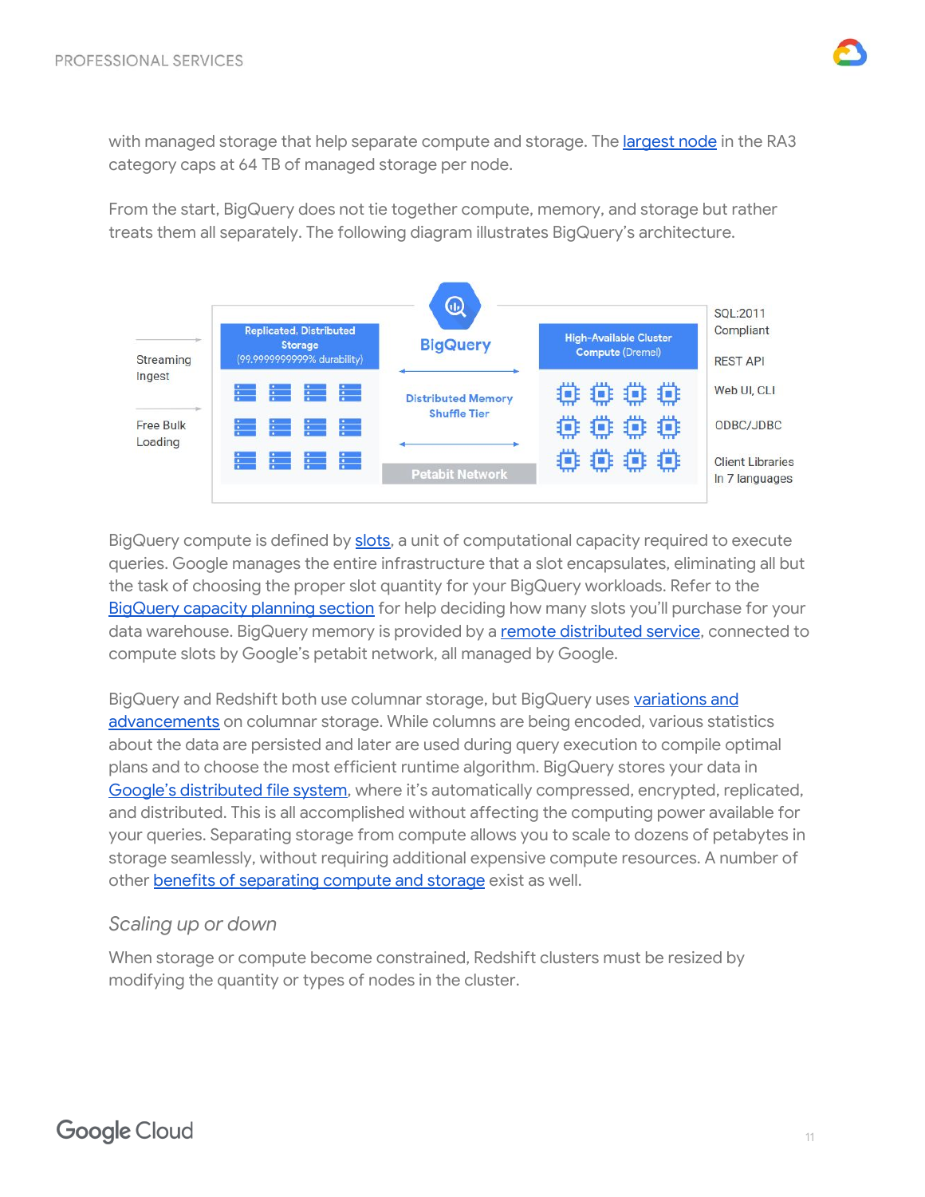with managed storage that help separate compute and storage. The largest node in the RA3 category caps at 64 TB of managed storage per node.

From the start, BigQuery does not tie together compute, memory, and storage but rather treats them all separately. The following diagram illustrates BigQuery's architecture.

BigQuery compute is defined by slots, a unit of computational capacity required to execute queries. Google manages the entire infrastructure that a slot encapsulates, eliminating all but the task of choosing the proper slot quantity for your BigQuery workloads. Refer to the BigQuery capacity planning section for help deciding how many slots you'll purchase for your data warehouse. BigQuery memory is provided by a remote distributed service, connected to compute slots by Google's petabit network, all managed by Google.

BigQuery and Redshift both use columnar storage, but BigQuery uses variations and advancements on columnar storage. While columns are being encoded, various statistics about the data are persisted and later are used during query execution to compile optimal plans and to choose the most efficient runtime algorithm. BigQuery stores your data in Google's distributed file system, where it's automatically compressed, encrypted, replicated, and distributed. This is all accomplished without affecting the computing power available for your queries. Separating storage from compute allows you to scale to dozens of petabytes in storage seamlessly, without requiring additional expensive compute resources. A number of other benefits of separating compute and storage exist as well.

### *Scaling up or down*

When storage or compute become constrained, Redshift clusters must be resized by modifying the quantity or types of nodes in the cluster.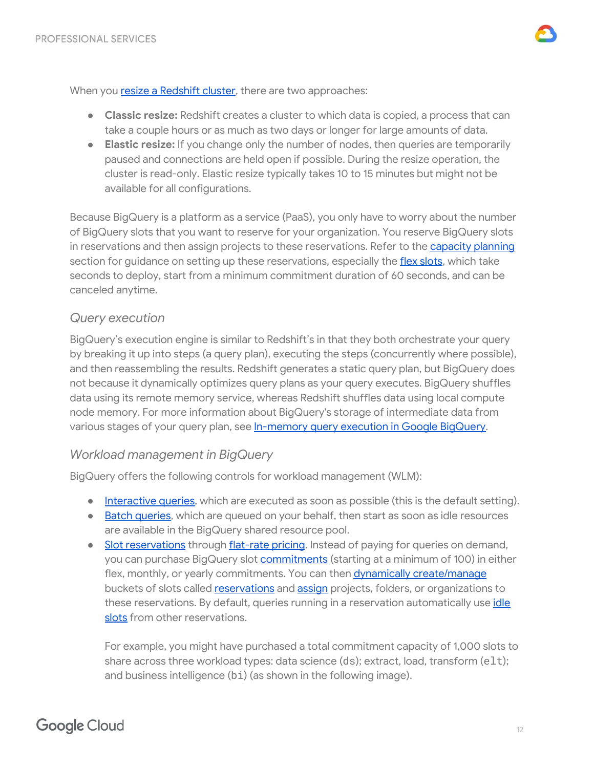When you [resize a Redshift cluster](#), there are two approaches:

- **Classic resize:** Redshift creates a cluster to which data is copied, a process that can take a couple hours or as much as two days or longer for large amounts of data.
- **Elastic resize:** If you change only the number of nodes, then queries are temporarily paused and connections are held open if possible. During the resize operation, the cluster is read-only. Elastic resize typically takes 10 to 15 minutes but might not be available for all configurations.

Because BigQuery is a platform as a service (PaaS), you only have to worry about the number of BigQuery slots that you want to reserve for your organization. You reserve BigQuery slots in reservations and then assign projects to these reservations. Refer to the [capacity planning](#) section for guidance on setting up these reservations, especially the [flex slots](#), which take seconds to deploy, start from a minimum commitment duration of 60 seconds, and can be canceled anytime.

### *Query execution*

BigQuery's execution engine is similar to Redshift's in that they both orchestrate your query by breaking it up into steps (a query plan), executing the steps (concurrently where possible), and then reassembling the results. Redshift generates a static query plan, but BigQuery does not because it dynamically optimizes query plans as your query executes. BigQuery shuffles data using its remote memory service, whereas Redshift shuffles data using local compute node memory. For more information about BigQuery's storage of intermediate data from various stages of your query plan, see [In-memory query execution in Google BigQuery](#).

### *Workload management in BigQuery*

BigQuery offers the following controls for workload management (WLM):

- [Interactive queries](#), which are executed as soon as possible (this is the default setting).
- [Batch queries](#), which are queued on your behalf, then start as soon as idle resources are available in the BigQuery shared resource pool.
- [Slot reservations](#) through [flat-rate pricing](#). Instead of paying for queries on demand, you can purchase BigQuery slot [commitments](#) (starting at a minimum of 100) in either flex, monthly, or yearly commitments. You can then [dynamically create/manage](#) buckets of slots called [reservations](#) and [assign](#) projects, folders, or organizations to these reservations. By default, queries running in a reservation automatically use [idle slots](#) from other reservations.

  For example, you might have purchased a total commitment capacity of 1,000 slots to share across three workload types: data science (`ds`); extract, load, transform (`elt`); and business intelligence (`bi`) (as shown in the following image).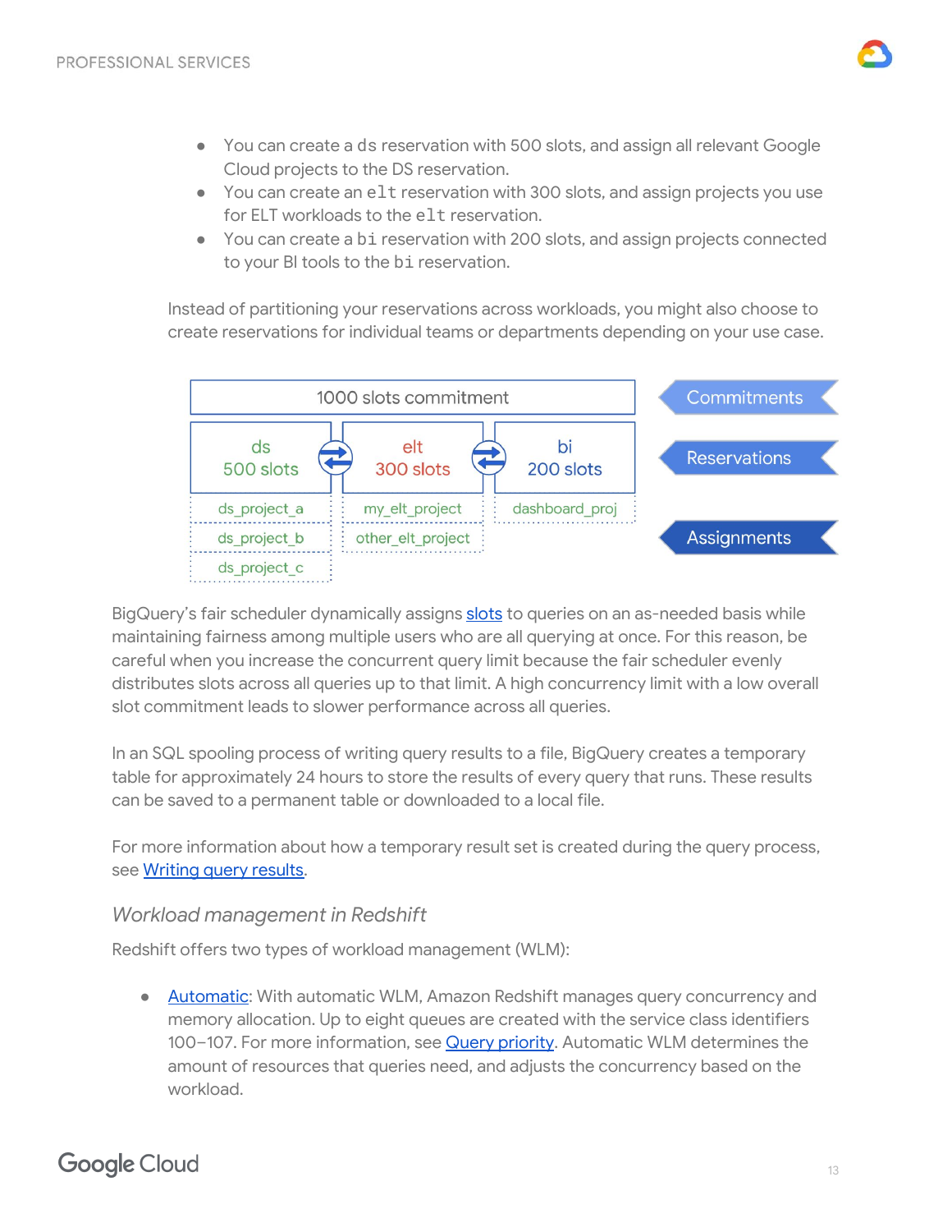- You can create a `ds` reservation with 500 slots, and assign all relevant Google Cloud projects to the DS reservation.
- You can create an `elt` reservation with 300 slots, and assign projects you use for ELT workloads to the `elt` reservation.
- You can create a `bi` reservation with 200 slots, and assign projects connected to your BI tools to the `bi` reservation.

Instead of partitioning your reservations across workloads, you might also choose to create reservations for individual teams or departments depending on your use case.

BigQuery's fair scheduler dynamically assigns slots to queries on an as-needed basis while maintaining fairness among multiple users who are all querying at once. For this reason, be careful when you increase the concurrent query limit because the fair scheduler evenly distributes slots across all queries up to that limit. A high concurrency limit with a low overall slot commitment leads to slower performance across all queries.

In an SQL spooling process of writing query results to a file, BigQuery creates a temporary table for approximately 24 hours to store the results of every query that runs. These results can be saved to a permanent table or downloaded to a local file.

For more information about how a temporary result set is created during the query process, see Writing query results.

### *Workload management in Redshift*

Redshift offers two types of workload management (WLM):

- Automatic: With automatic WLM, Amazon Redshift manages query concurrency and memory allocation. Up to eight queues are created with the service class identifiers 100–107. For more information, see Query priority. Automatic WLM determines the amount of resources that queries need, and adjusts the concurrency based on the workload.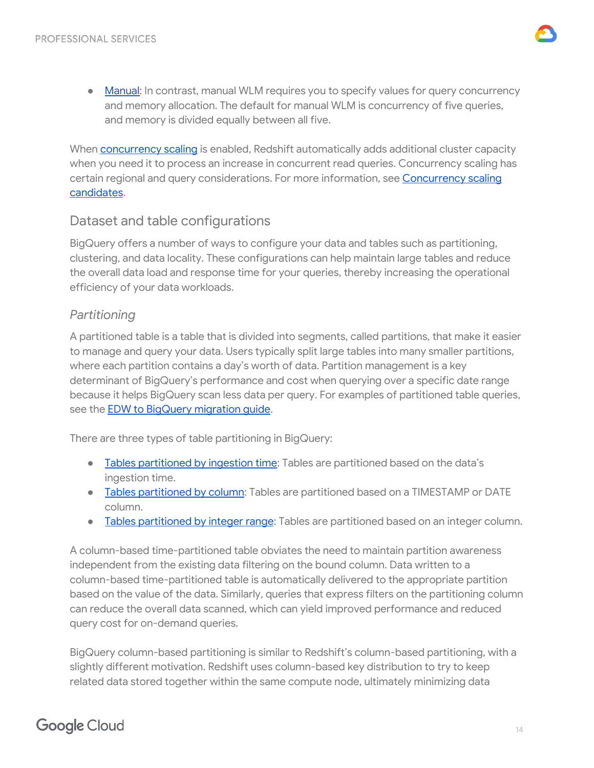- Manual: In contrast, manual WLM requires you to specify values for query concurrency and memory allocation. The default for manual WLM is concurrency of five queries, and memory is divided equally between all five.

When concurrency scaling is enabled, Redshift automatically adds additional cluster capacity when you need it to process an increase in concurrent read queries. Concurrency scaling has certain regional and query considerations. For more information, see Concurrency scaling candidates.

## Dataset and table configurations

BigQuery offers a number of ways to configure your data and tables such as partitioning, clustering, and data locality. These configurations can help maintain large tables and reduce the overall data load and response time for your queries, thereby increasing the operational efficiency of your data workloads.

### *Partitioning*

A partitioned table is a table that is divided into segments, called partitions, that make it easier to manage and query your data. Users typically split large tables into many smaller partitions, where each partition contains a day's worth of data. Partition management is a key determinant of BigQuery's performance and cost when querying over a specific date range because it helps BigQuery scan less data per query. For examples of partitioned table queries, see the EDW to BigQuery migration guide.

There are three types of table partitioning in BigQuery:

- Tables partitioned by ingestion time: Tables are partitioned based on the data's ingestion time.
- Tables partitioned by column: Tables are partitioned based on a TIMESTAMP or DATE column.
- Tables partitioned by integer range: Tables are partitioned based on an integer column.

A column-based time-partitioned table obviates the need to maintain partition awareness independent from the existing data filtering on the bound column. Data written to a column-based time-partitioned table is automatically delivered to the appropriate partition based on the value of the data. Similarly, queries that express filters on the partitioning column can reduce the overall data scanned, which can yield improved performance and reduced query cost for on-demand queries.

BigQuery column-based partitioning is similar to Redshift's column-based partitioning, with a slightly different motivation. Redshift uses column-based key distribution to try to keep related data stored together within the same compute node, ultimately minimizing data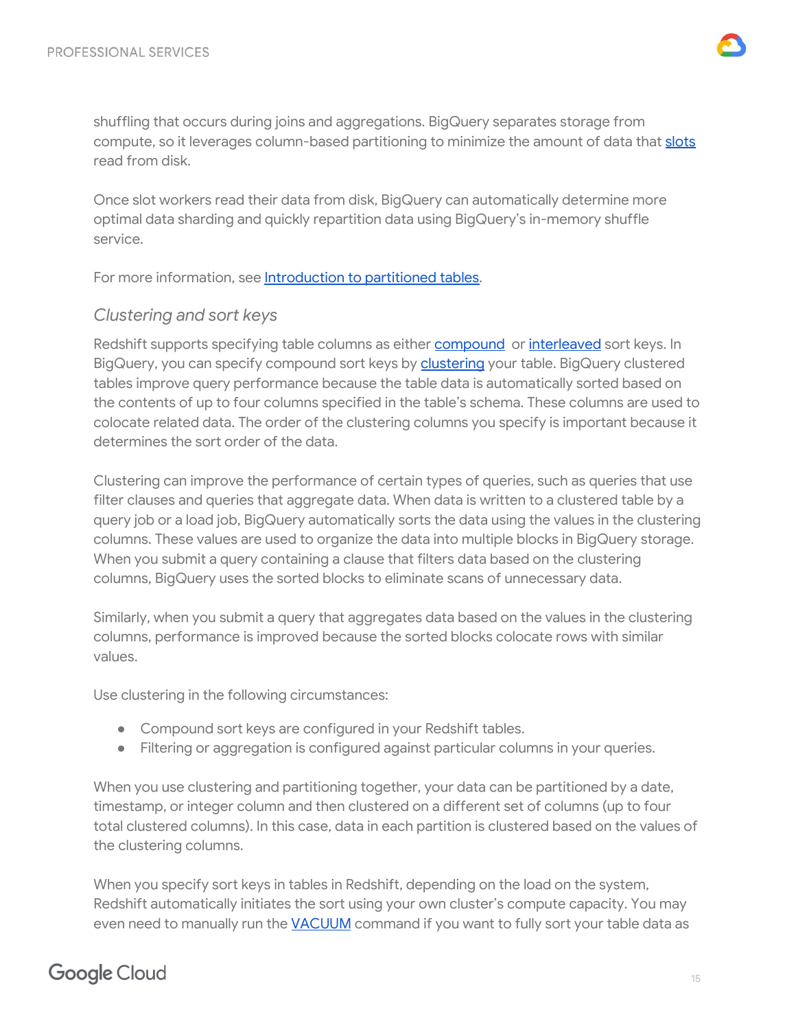shuffling that occurs during joins and aggregations. BigQuery separates storage from compute, so it leverages column-based partitioning to minimize the amount of data that [slots](#) read from disk.

Once slot workers read their data from disk, BigQuery can automatically determine more optimal data sharding and quickly repartition data using BigQuery's in-memory shuffle service.

For more information, see [Introduction to partitioned tables](#).

### *Clustering and sort keys*

Redshift supports specifying table columns as either [compound](#) or [interleaved](#) sort keys. In BigQuery, you can specify compound sort keys by [clustering](#) your table. BigQuery clustered tables improve query performance because the table data is automatically sorted based on the contents of up to four columns specified in the table's schema. These columns are used to colocate related data. The order of the clustering columns you specify is important because it determines the sort order of the data.

Clustering can improve the performance of certain types of queries, such as queries that use filter clauses and queries that aggregate data. When data is written to a clustered table by a query job or a load job, BigQuery automatically sorts the data using the values in the clustering columns. These values are used to organize the data into multiple blocks in BigQuery storage. When you submit a query containing a clause that filters data based on the clustering columns, BigQuery uses the sorted blocks to eliminate scans of unnecessary data.

Similarly, when you submit a query that aggregates data based on the values in the clustering columns, performance is improved because the sorted blocks colocate rows with similar values.

Use clustering in the following circumstances:

- Compound sort keys are configured in your Redshift tables.
- Filtering or aggregation is configured against particular columns in your queries.

When you use clustering and partitioning together, your data can be partitioned by a date, timestamp, or integer column and then clustered on a different set of columns (up to four total clustered columns). In this case, data in each partition is clustered based on the values of the clustering columns.

When you specify sort keys in tables in Redshift, depending on the load on the system, Redshift automatically initiates the sort using your own cluster's compute capacity. You may even need to manually run the [VACUUM](#) command if you want to fully sort your table data as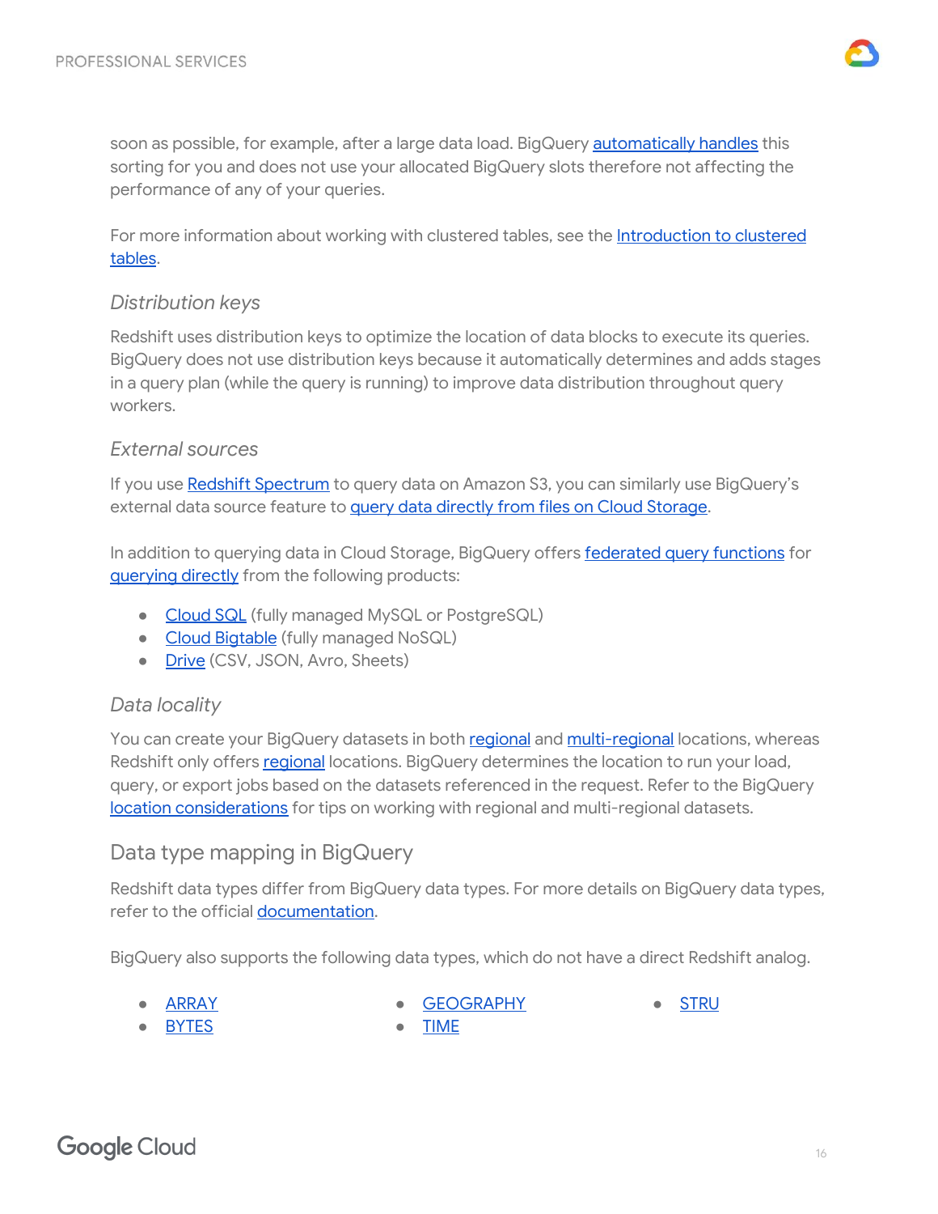soon as possible, for example, after a large data load. BigQuery automatically handles this sorting for you and does not use your allocated BigQuery slots therefore not affecting the performance of any of your queries.

For more information about working with clustered tables, see the Introduction to clustered tables.

### *Distribution keys*

Redshift uses distribution keys to optimize the location of data blocks to execute its queries. BigQuery does not use distribution keys because it automatically determines and adds stages in a query plan (while the query is running) to improve data distribution throughout query workers.

### *External sources*

If you use Redshift Spectrum to query data on Amazon S3, you can similarly use BigQuery's external data source feature to query data directly from files on Cloud Storage.

In addition to querying data in Cloud Storage, BigQuery offers federated query functions for querying directly from the following products:

- Cloud SQL (fully managed MySQL or PostgreSQL)
- Cloud Bigtable (fully managed NoSQL)
- Drive (CSV, JSON, Avro, Sheets)

### *Data locality*

You can create your BigQuery datasets in both regional and multi-regional locations, whereas Redshift only offers regional locations. BigQuery determines the location to run your load, query, or export jobs based on the datasets referenced in the request. Refer to the BigQuery location considerations for tips on working with regional and multi-regional datasets.

## Data type mapping in BigQuery

Redshift data types differ from BigQuery data types. For more details on BigQuery data types, refer to the official documentation.

BigQuery also supports the following data types, which do not have a direct Redshift analog.

- ARRAY
- BYTES
- GEOGRAPHY
- TIME
- STRU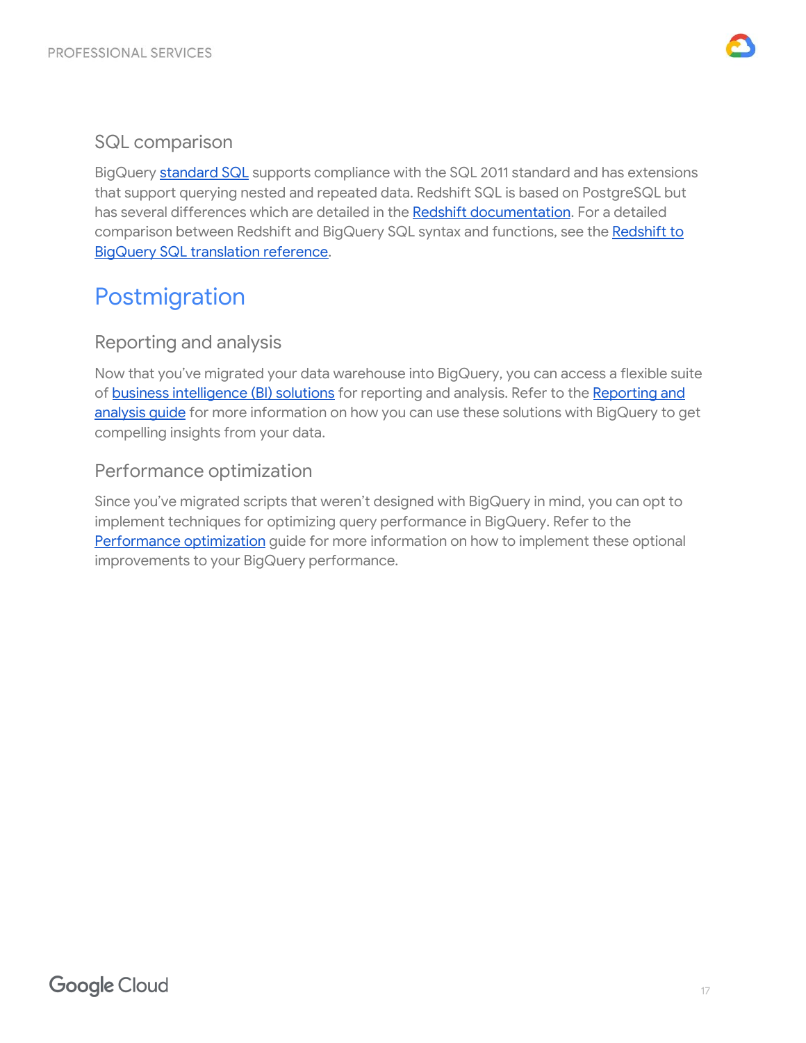### SQL comparison

BigQuery standard SQL supports compliance with the SQL 2011 standard and has extensions that support querying nested and repeated data. Redshift SQL is based on PostgreSQL but has several differences which are detailed in the Redshift documentation. For a detailed comparison between Redshift and BigQuery SQL syntax and functions, see the Redshift to BigQuery SQL translation reference.

## Postmigration

### Reporting and analysis

Now that you've migrated your data warehouse into BigQuery, you can access a flexible suite of business intelligence (BI) solutions for reporting and analysis. Refer to the Reporting and analysis guide for more information on how you can use these solutions with BigQuery to get compelling insights from your data.

### Performance optimization

Since you've migrated scripts that weren't designed with BigQuery in mind, you can opt to implement techniques for optimizing query performance in BigQuery. Refer to the Performance optimization guide for more information on how to implement these optional improvements to your BigQuery performance.